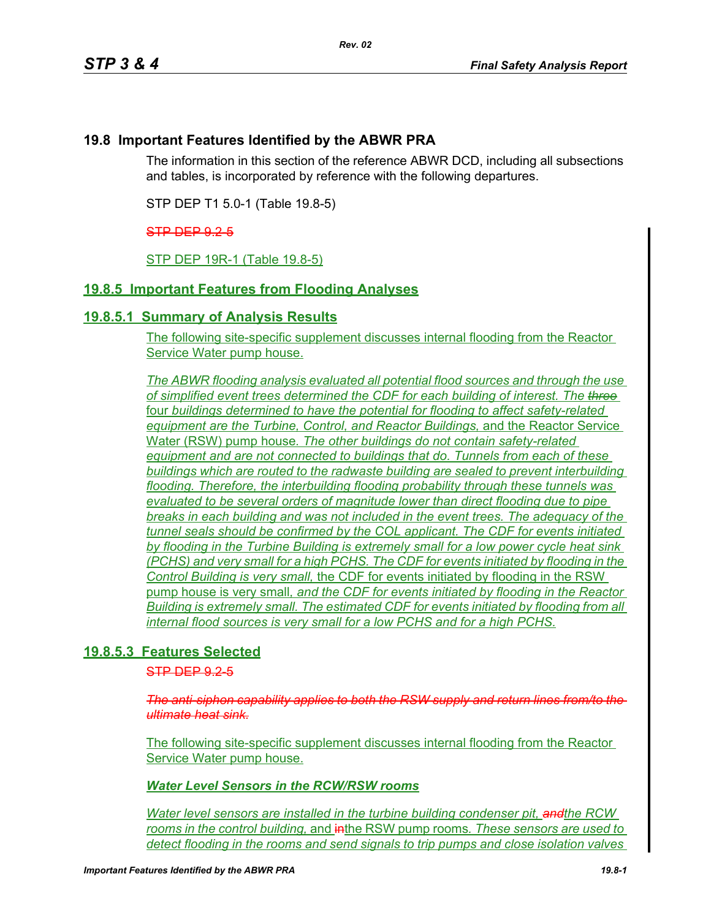## 19.8 Important Features Identified by the ABWR PRA

The information in this section of the reference ABWR DCD, including all subsections and tables, is incorporated by reference with the following departures.

STP DEP T1 5.0-1 (Table 19.8-5)

~~STP DEP 9.2-5~~

STP DEP 19R-1 (Table 19.8-5)

### 19.8.5 Important Features from Flooding Analyses

#### 19.8.5.1 Summary of Analysis Results

The following site-specific supplement discusses internal flooding from the Reactor Service Water pump house.

*The ABWR flooding analysis evaluated all potential flood sources and through the use of simplified event trees determined the CDF for each building of interest. The ~~three~~* four *buildings determined to have the potential for flooding to affect safety-related equipment are the Turbine, Control, and Reactor Buildings,* and the Reactor Service Water (RSW) pump house. *The other buildings do not contain safety-related equipment and are not connected to buildings that do. Tunnels from each of these buildings which are routed to the radwaste building are sealed to prevent interbuilding flooding. Therefore, the interbuilding flooding probability through these tunnels was evaluated to be several orders of magnitude lower than direct flooding due to pipe breaks in each building and was not included in the event trees. The adequacy of the tunnel seals should be confirmed by the COL applicant. The CDF for events initiated by flooding in the Turbine Building is extremely small for a low power cycle heat sink (PCHS) and very small for a high PCHS. The CDF for events initiated by flooding in the Control Building is very small,* the CDF for events initiated by flooding in the RSW pump house is very small, *and the CDF for events initiated by flooding in the Reactor Building is extremely small. The estimated CDF for events initiated by flooding from all internal flood sources is very small for a low PCHS and for a high PCHS.*

#### 19.8.5.3 Features Selected

~~STP DEP 9.2-5~~

~~*The anti-siphon capability applies to both the RSW supply and return lines from/to the ultimate heat sink.*~~

The following site-specific supplement discusses internal flooding from the Reactor Service Water pump house.

***Water Level Sensors in the RCW/RSW rooms***

*Water level sensors are installed in the turbine building condenser pit, ~~and~~the RCW rooms in the control building,* and ~~in~~the RSW pump rooms*. These sensors are used to detect flooding in the rooms and send signals to trip pumps and close isolation valves*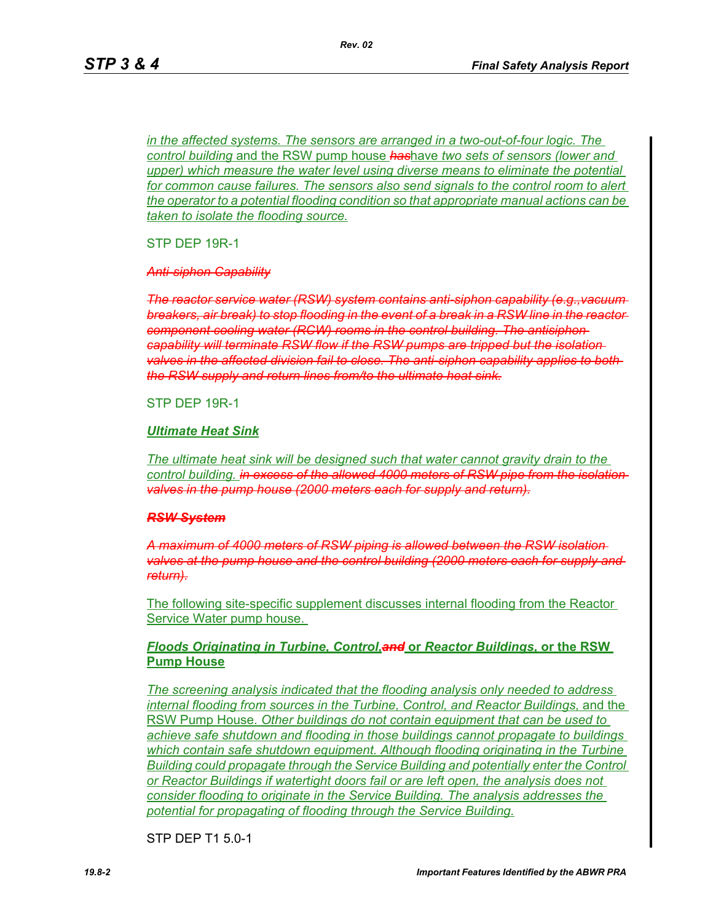*in the affected systems. The sensors are arranged in a two-out-of-four logic. The control building* and the RSW pump house ~~*has*~~have *two sets of sensors (lower and upper) which measure the water level using diverse means to eliminate the potential for common cause failures. The sensors also send signals to the control room to alert the operator to a potential flooding condition so that appropriate manual actions can be taken to isolate the flooding source.*

STP DEP 19R-1

~~*Anti-siphon Capability*~~

~~*The reactor service water (RSW) system contains anti-siphon capability (e.g.,vacuum breakers, air break) to stop flooding in the event of a break in a RSW line in the reactor component cooling water (RCW) rooms in the control building. The antisiphon capability will terminate RSW flow if the RSW pumps are tripped but the isolation valves in the affected division fail to close. The anti-siphon capability applies to both the RSW supply and return lines from/to the ultimate heat sink.*~~

STP DEP 19R-1

***Ultimate Heat Sink***

*The ultimate heat sink will be designed such that water cannot gravity drain to the control building.* ~~*in excess of the allowed 4000 meters of RSW pipe from the isolation valves in the pump house (2000 meters each for supply and return).*~~

~~***RSW System***~~

~~*A maximum of 4000 meters of RSW piping is allowed between the RSW isolation valves at the pump house and the control building (2000 meters each for supply and return).*~~

The following site-specific supplement discusses internal flooding from the Reactor Service Water pump house.

***Floods Originating in Turbine, Control,*~~*and*~~ or *Reactor Buildings*, or the RSW Pump House**

*The screening analysis indicated that the flooding analysis only needed to address internal flooding from sources in the Turbine, Control, and Reactor Buildings,* and the RSW Pump House. *Other buildings do not contain equipment that can be used to achieve safe shutdown and flooding in those buildings cannot propagate to buildings which contain safe shutdown equipment. Although flooding originating in the Turbine Building could propagate through the Service Building and potentially enter the Control or Reactor Buildings if watertight doors fail or are left open, the analysis does not consider flooding to originate in the Service Building. The analysis addresses the potential for propagating of flooding through the Service Building.*

STP DEP T1 5.0-1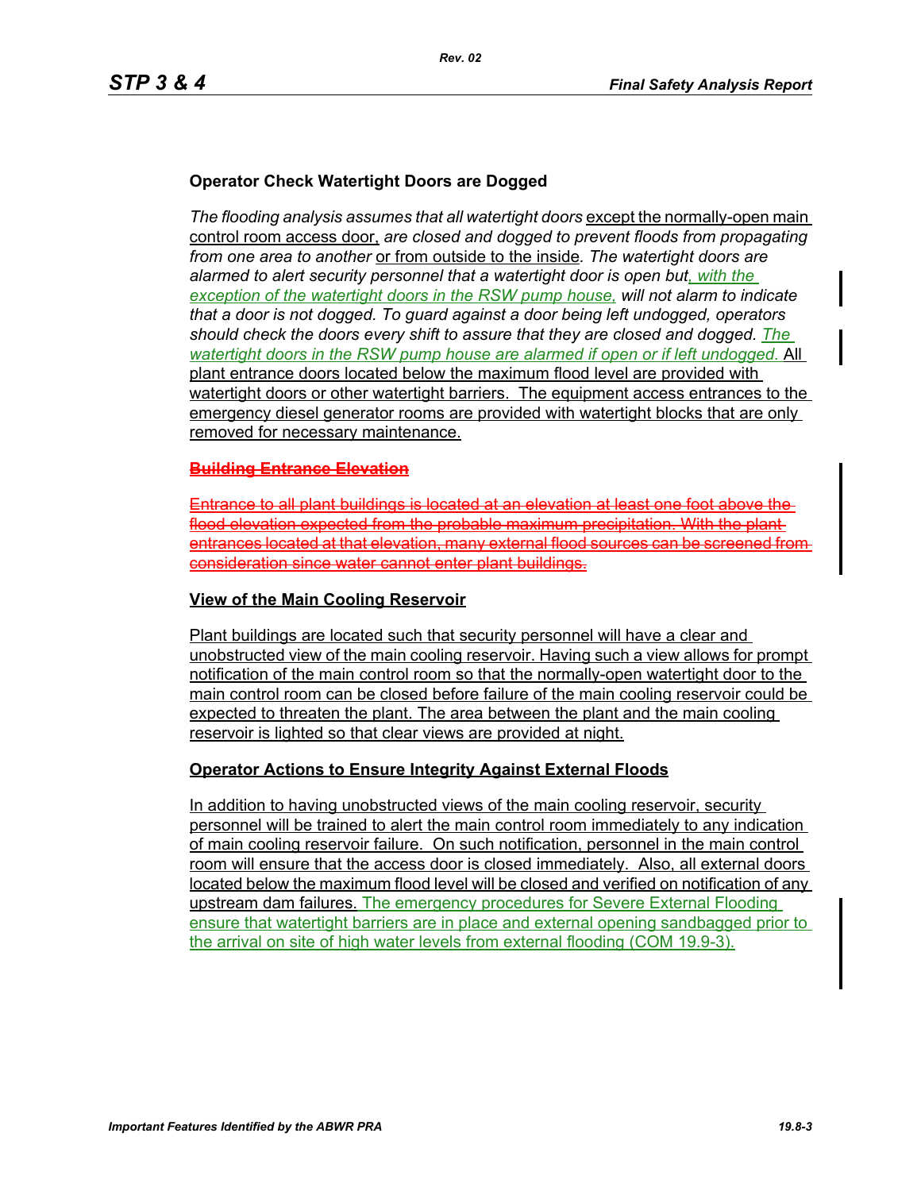**Operator Check Watertight Doors are Dogged**

*The flooding analysis assumes that all watertight doors* except the normally-open main control room access door, *are closed and dogged to prevent floods from propagating from one area to another* or from outside to the inside*. The watertight doors are alarmed to alert security personnel that a watertight door is open but, with the exception of the watertight doors in the RSW pump house, will not alarm to indicate that a door is not dogged. To guard against a door being left undogged, operators should check the doors every shift to assure that they are closed and dogged. The watertight doors in the RSW pump house are alarmed if open or if left undogged.* All plant entrance doors located below the maximum flood level are provided with watertight doors or other watertight barriers. The equipment access entrances to the emergency diesel generator rooms are provided with watertight blocks that are only removed for necessary maintenance.

~~**Building Entrance Elevation**~~

~~Entrance to all plant buildings is located at an elevation at least one foot above the flood elevation expected from the probable maximum precipitation. With the plant entrances located at that elevation, many external flood sources can be screened from consideration since water cannot enter plant buildings.~~

**View of the Main Cooling Reservoir**

Plant buildings are located such that security personnel will have a clear and unobstructed view of the main cooling reservoir. Having such a view allows for prompt notification of the main control room so that the normally-open watertight door to the main control room can be closed before failure of the main cooling reservoir could be expected to threaten the plant. The area between the plant and the main cooling reservoir is lighted so that clear views are provided at night.

**Operator Actions to Ensure Integrity Against External Floods**

In addition to having unobstructed views of the main cooling reservoir, security personnel will be trained to alert the main control room immediately to any indication of main cooling reservoir failure. On such notification, personnel in the main control room will ensure that the access door is closed immediately. Also, all external doors located below the maximum flood level will be closed and verified on notification of any upstream dam failures. The emergency procedures for Severe External Flooding ensure that watertight barriers are in place and external opening sandbagged prior to the arrival on site of high water levels from external flooding (COM 19.9-3).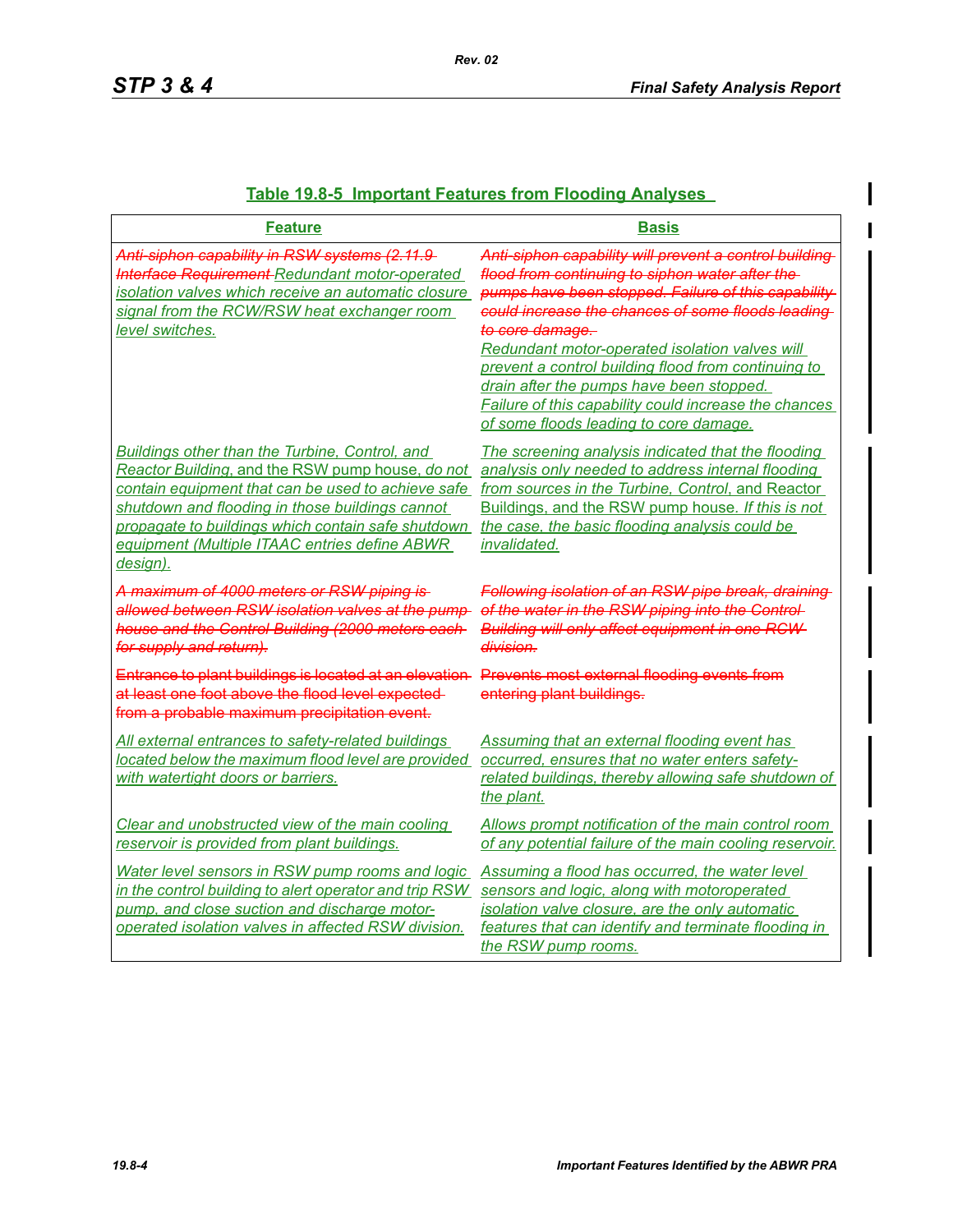**Table 19.8-5 Important Features from Flooding Analyses**

| Feature | Basis |
|---|---|
| ~~Anti-siphon capability in RSW systems (2.11.9 Interface Requirement~~ *Redundant motor-operated isolation valves which receive an automatic closure signal from the RCW/RSW heat exchanger room level switches.* | ~~Anti-siphon capability will prevent a control building flood from continuing to siphon water after the pumps have been stopped. Failure of this capability could increase the chances of some floods leading to core damage.~~ *Redundant motor-operated isolation valves will prevent a control building flood from continuing to drain after the pumps have been stopped. Failure of this capability could increase the chances of some floods leading to core damage.* |
| *Buildings other than the Turbine, Control, and* Reactor Building, and the RSW pump house, *do not contain equipment that can be used to achieve safe shutdown and flooding in those buildings cannot propagate to buildings which contain safe shutdown equipment (Multiple ITAAC entries define ABWR design).* | *The screening analysis indicated that the flooding analysis only needed to address internal flooding from sources in the Turbine, Control,* and Reactor Buildings, and the RSW pump house. *If this is not the case, the basic flooding analysis could be invalidated.* |
| ~~A maximum of 4000 meters or RSW piping is allowed between RSW isolation valves at the pump house and the Control Building (2000 meters each for supply and return).~~ | ~~Following isolation of an RSW pipe break, draining of the water in the RSW piping into the Control Building will only affect equipment in one RCW division.~~ |
| ~~Entrance to plant buildings is located at an elevation at least one foot above the flood level expected from a probable maximum precipitation event.~~ | ~~Prevents most external flooding events from entering plant buildings.~~ |
| *All external entrances to safety-related buildings located below the maximum flood level are provided with watertight doors or barriers.* | *Assuming that an external flooding event has occurred, ensures that no water enters safety-related buildings, thereby allowing safe shutdown of the plant.* |
| *Clear and unobstructed view of the main cooling reservoir is provided from plant buildings.* | *Allows prompt notification of the main control room of any potential failure of the main cooling reservoir.* |
| *Water level sensors in RSW pump rooms and logic in the control building to alert operator and trip RSW pump, and close suction and discharge motor-operated isolation valves in affected RSW division.* | *Assuming a flood has occurred, the water level sensors and logic, along with motoroperated isolation valve closure, are the only automatic features that can identify and terminate flooding in the RSW pump rooms.* |